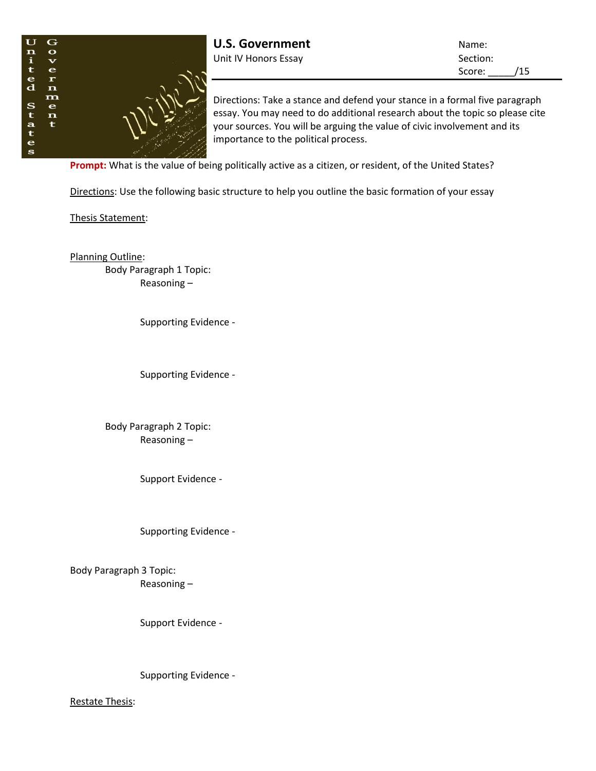# U.S. Government

Unit IV Honors Essay

Name:

Section:

Score: _____/15

Directions: Take a stance and defend your stance in a formal five paragraph essay. You may need to do additional research about the topic so please cite your sources. You will be arguing the value of civic involvement and its importance to the political process.

**Prompt:** What is the value of being politically active as a citizen, or resident, of the United States?

Directions: Use the following basic structure to help you outline the basic formation of your essay

Thesis Statement:

Planning Outline:

- Body Paragraph 1 Topic:
  - Reasoning –
  - Supporting Evidence -
  - Supporting Evidence -
- Body Paragraph 2 Topic:
  - Reasoning –
  - Support Evidence -
  - Supporting Evidence -
- Body Paragraph 3 Topic:
  - Reasoning –
  - Support Evidence -
  - Supporting Evidence -

Restate Thesis: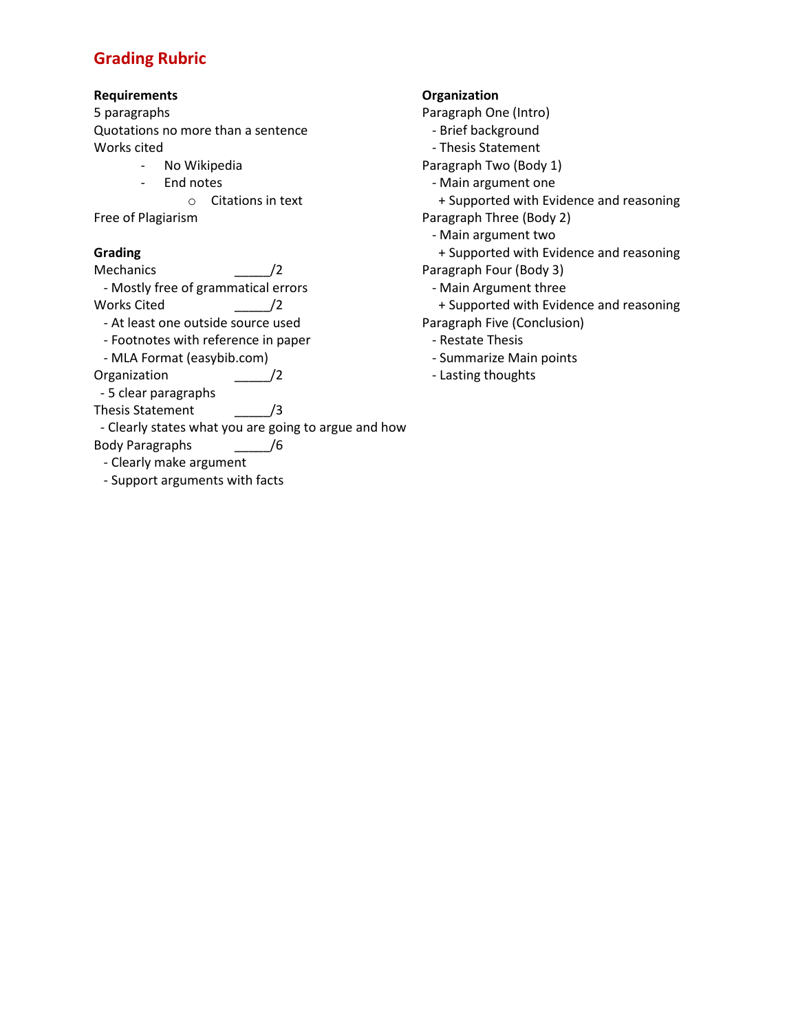## Grading Rubric

**Requirements**

5 paragraphs

Quotations no more than a sentence

Works cited

- No Wikipedia
- End notes
  - Citations in text

Free of Plagiarism

**Grading**

Mechanics _____/2
- Mostly free of grammatical errors

Works Cited _____/2
- At least one outside source used
- Footnotes with reference in paper
- MLA Format (easybib.com)

Organization _____/2
- 5 clear paragraphs

Thesis Statement _____/3
- Clearly states what you are going to argue and how

Body Paragraphs _____/6
- Clearly make argument
- Support arguments with facts

**Organization**

Paragraph One (Intro)
- Brief background
- Thesis Statement

Paragraph Two (Body 1)
- Main argument one
  + Supported with Evidence and reasoning

Paragraph Three (Body 2)
- Main argument two
  + Supported with Evidence and reasoning

Paragraph Four (Body 3)
- Main Argument three
  + Supported with Evidence and reasoning

Paragraph Five (Conclusion)
- Restate Thesis
- Summarize Main points
- Lasting thoughts